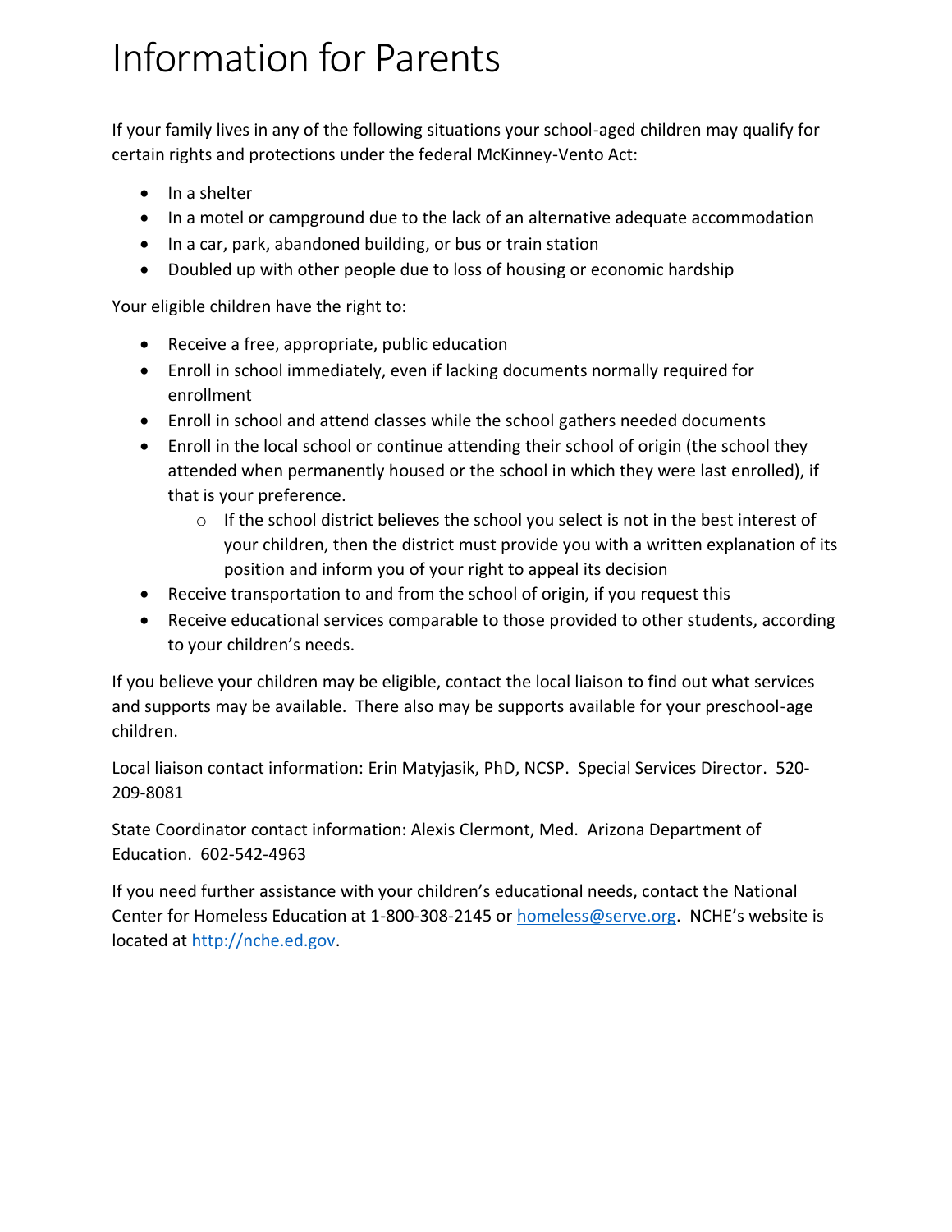# Information for Parents

If your family lives in any of the following situations your school-aged children may qualify for certain rights and protections under the federal McKinney-Vento Act:

- In a shelter
- In a motel or campground due to the lack of an alternative adequate accommodation
- In a car, park, abandoned building, or bus or train station
- Doubled up with other people due to loss of housing or economic hardship

Your eligible children have the right to:

- Receive a free, appropriate, public education
- Enroll in school immediately, even if lacking documents normally required for enrollment
- Enroll in school and attend classes while the school gathers needed documents
- Enroll in the local school or continue attending their school of origin (the school they attended when permanently housed or the school in which they were last enrolled), if that is your preference.
  - If the school district believes the school you select is not in the best interest of your children, then the district must provide you with a written explanation of its position and inform you of your right to appeal its decision
- Receive transportation to and from the school of origin, if you request this
- Receive educational services comparable to those provided to other students, according to your children's needs.

If you believe your children may be eligible, contact the local liaison to find out what services and supports may be available. There also may be supports available for your preschool-age children.

Local liaison contact information: Erin Matyjasik, PhD, NCSP. Special Services Director. 520-209-8081

State Coordinator contact information: Alexis Clermont, Med. Arizona Department of Education. 602-542-4963

If you need further assistance with your children's educational needs, contact the National Center for Homeless Education at 1-800-308-2145 or homeless@serve.org. NCHE's website is located at http://nche.ed.gov.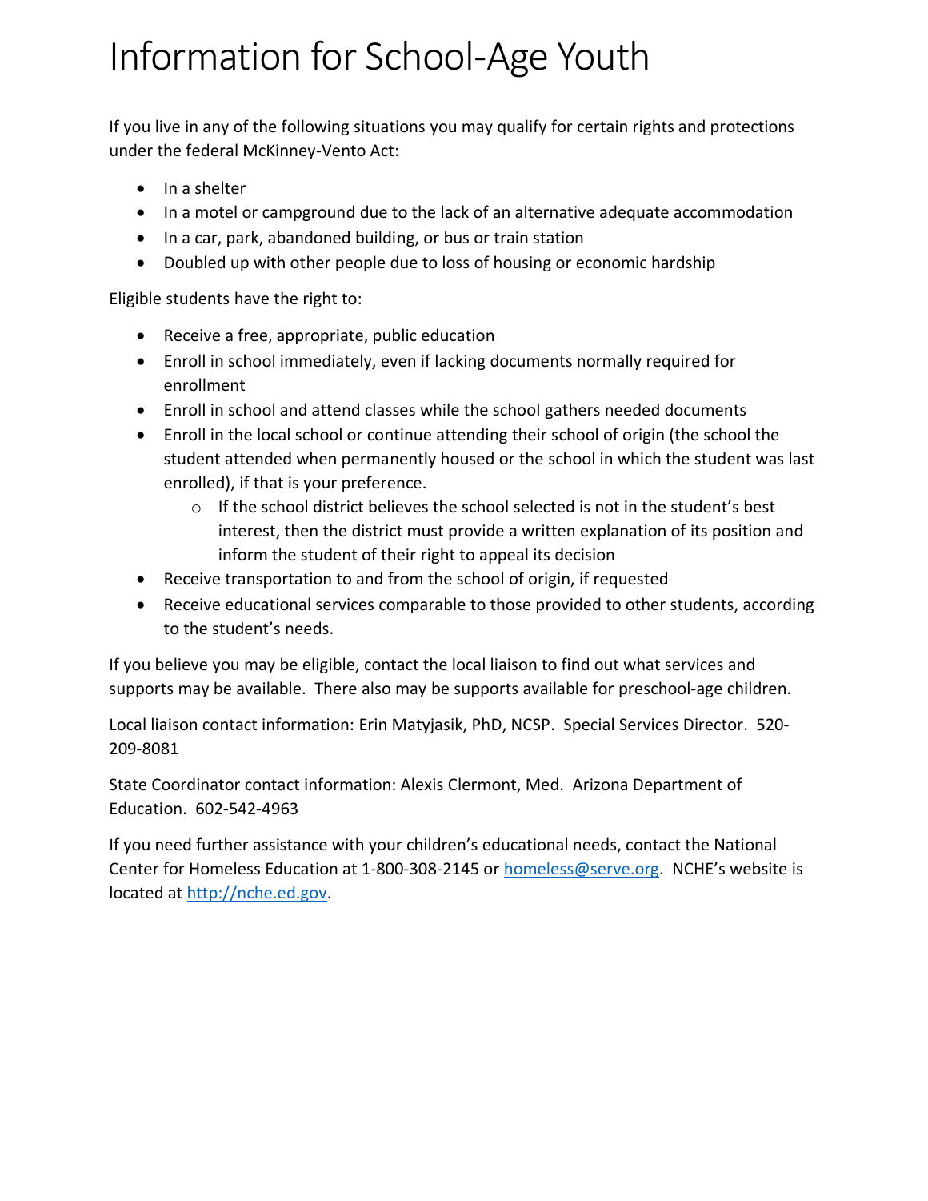# Information for School-Age Youth

If you live in any of the following situations you may qualify for certain rights and protections under the federal McKinney-Vento Act:

- In a shelter
- In a motel or campground due to the lack of an alternative adequate accommodation
- In a car, park, abandoned building, or bus or train station
- Doubled up with other people due to loss of housing or economic hardship

Eligible students have the right to:

- Receive a free, appropriate, public education
- Enroll in school immediately, even if lacking documents normally required for enrollment
- Enroll in school and attend classes while the school gathers needed documents
- Enroll in the local school or continue attending their school of origin (the school the student attended when permanently housed or the school in which the student was last enrolled), if that is your preference.
    - If the school district believes the school selected is not in the student's best interest, then the district must provide a written explanation of its position and inform the student of their right to appeal its decision
- Receive transportation to and from the school of origin, if requested
- Receive educational services comparable to those provided to other students, according to the student's needs.

If you believe you may be eligible, contact the local liaison to find out what services and supports may be available. There also may be supports available for preschool-age children.

Local liaison contact information: Erin Matyjasik, PhD, NCSP. Special Services Director. 520-209-8081

State Coordinator contact information: Alexis Clermont, Med. Arizona Department of Education. 602-542-4963

If you need further assistance with your children's educational needs, contact the National Center for Homeless Education at 1-800-308-2145 or homeless@serve.org. NCHE's website is located at http://nche.ed.gov.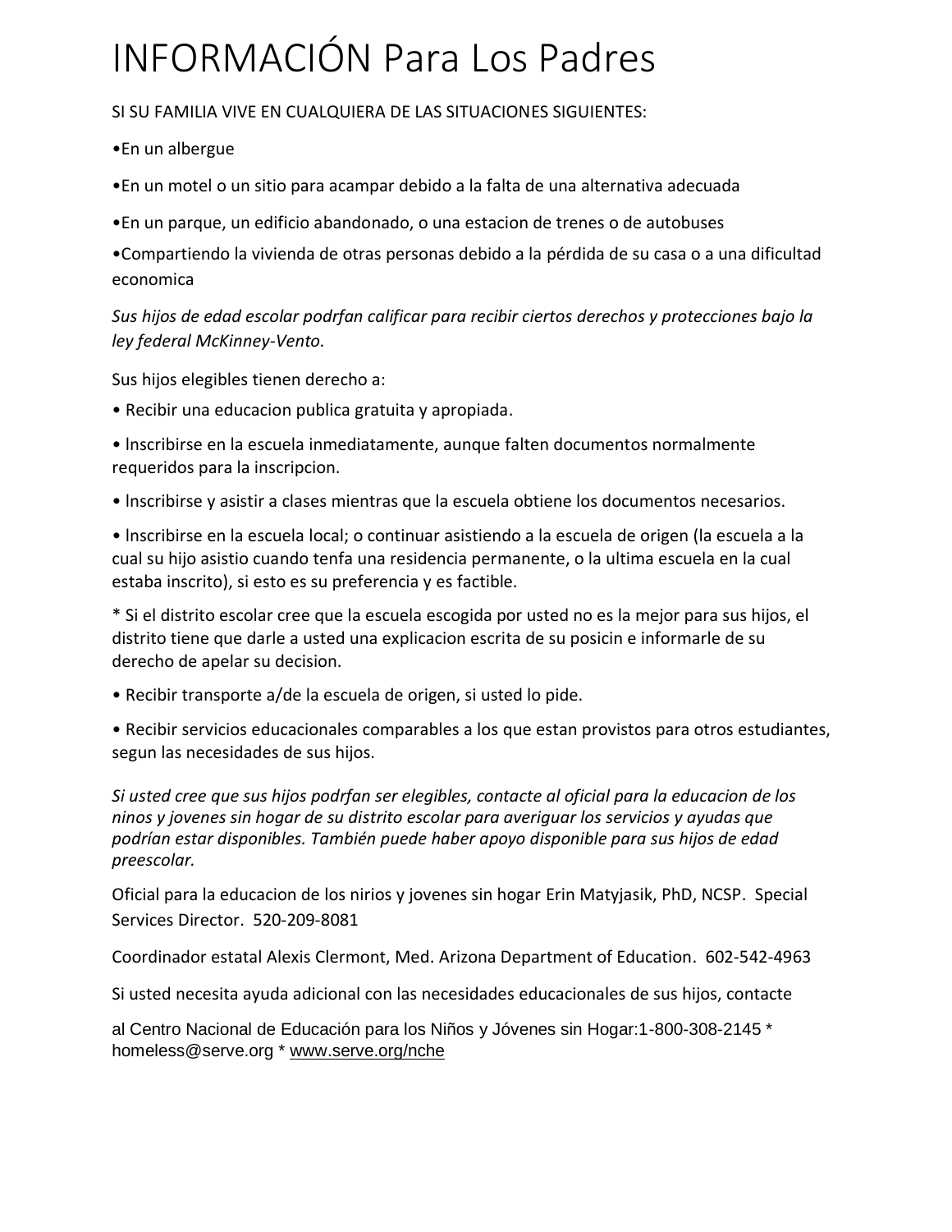# INFORMACIÓN Para Los Padres

SI SU FAMILIA VIVE EN CUALQUIERA DE LAS SITUACIONES SIGUIENTES:

•En un albergue

•En un motel o un sitio para acampar debido a la falta de una alternativa adecuada

•En un parque, un edificio abandonado, o una estacion de trenes o de autobuses

•Compartiendo la vivienda de otras personas debido a la pérdida de su casa o a una dificultad economica

*Sus hijos de edad escolar podrfan calificar para recibir ciertos derechos y protecciones bajo la ley federal McKinney-Vento.*

Sus hijos elegibles tienen derecho a:

• Recibir una educacion publica gratuita y apropiada.

• lnscribirse en la escuela inmediatamente, aunque falten documentos normalmente requeridos para la inscripcion.

• lnscribirse y asistir a clases mientras que la escuela obtiene los documentos necesarios.

• lnscribirse en la escuela local; o continuar asistiendo a la escuela de origen (la escuela a la cual su hijo asistio cuando tenfa una residencia permanente, o la ultima escuela en la cual estaba inscrito), si esto es su preferencia y es factible.

* Si el distrito escolar cree que la escuela escogida por usted no es la mejor para sus hijos, el distrito tiene que darle a usted una explicacion escrita de su posicin e informarle de su derecho de apelar su decision.

• Recibir transporte a/de la escuela de origen, si usted lo pide.

• Recibir servicios educacionales comparables a los que estan provistos para otros estudiantes, segun las necesidades de sus hijos.

*Si usted cree que sus hijos podrfan ser elegibles, contacte al oficial para la educacion de los ninos y jovenes sin hogar de su distrito escolar para averiguar los servicios y ayudas que podrían estar disponibles. También puede haber apoyo disponible para sus hijos de edad preescolar.*

Oficial para la educacion de los nirios y jovenes sin hogar Erin Matyjasik, PhD, NCSP. Special Services Director. 520-209-8081

Coordinador estatal Alexis Clermont, Med. Arizona Department of Education. 602-542-4963

Si usted necesita ayuda adicional con las necesidades educacionales de sus hijos, contacte

al Centro Nacional de Educación para los Niños y Jóvenes sin Hogar:1-800-308-2145 * homeless@serve.org * www.serve.org/nche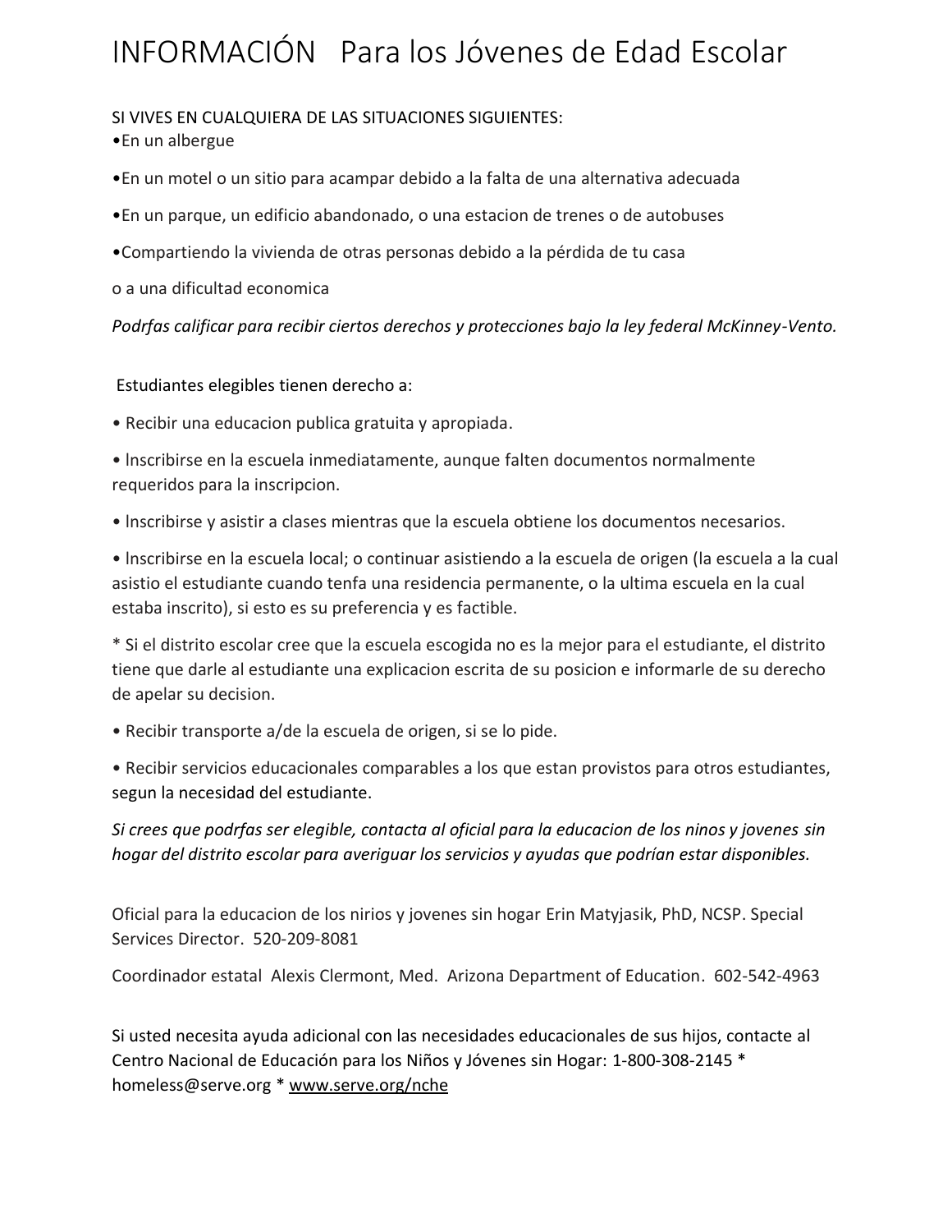# INFORMACIÓN   Para los Jóvenes de Edad Escolar

SI VIVES EN CUALQUIERA DE LAS SITUACIONES SIGUIENTES:

•En un albergue

•En un motel o un sitio para acampar debido a la falta de una alternativa adecuada

•En un parque, un edificio abandonado, o una estacion de trenes o de autobuses

•Compartiendo la vivienda de otras personas debido a la pérdida de tu casa

o a una dificultad economica

*Podrfas calificar para recibir ciertos derechos y protecciones bajo la ley federal McKinney-Vento.*

Estudiantes elegibles tienen derecho a:

• Recibir una educacion publica gratuita y apropiada.

• lnscribirse en la escuela inmediatamente, aunque falten documentos normalmente requeridos para la inscripcion.

• lnscribirse y asistir a clases mientras que la escuela obtiene los documentos necesarios.

• lnscribirse en la escuela local; o continuar asistiendo a la escuela de origen (la escuela a la cual asistio el estudiante cuando tenfa una residencia permanente, o la ultima escuela en la cual estaba inscrito), si esto es su preferencia y es factible.

* Si el distrito escolar cree que la escuela escogida no es la mejor para el estudiante, el distrito tiene que darle al estudiante una explicacion escrita de su posicion e informarle de su derecho de apelar su decision.

• Recibir transporte a/de la escuela de origen, si se lo pide.

• Recibir servicios educacionales comparables a los que estan provistos para otros estudiantes, segun la necesidad del estudiante.

*Si crees que podrfas ser elegible, contacta al oficial para la educacion de los ninos y jovenes sin hogar del distrito escolar para averiguar los servicios y ayudas que podrían estar disponibles.*

Oficial para la educacion de los nirios y jovenes sin hogar Erin Matyjasik, PhD, NCSP. Special Services Director.  520-209-8081

Coordinador estatal  Alexis Clermont, Med.  Arizona Department of Education.  602-542-4963

Si usted necesita ayuda adicional con las necesidades educacionales de sus hijos, contacte al Centro Nacional de Educación para los Niños y Jóvenes sin Hogar: 1-800-308-2145 * homeless@serve.org * www.serve.org/nche